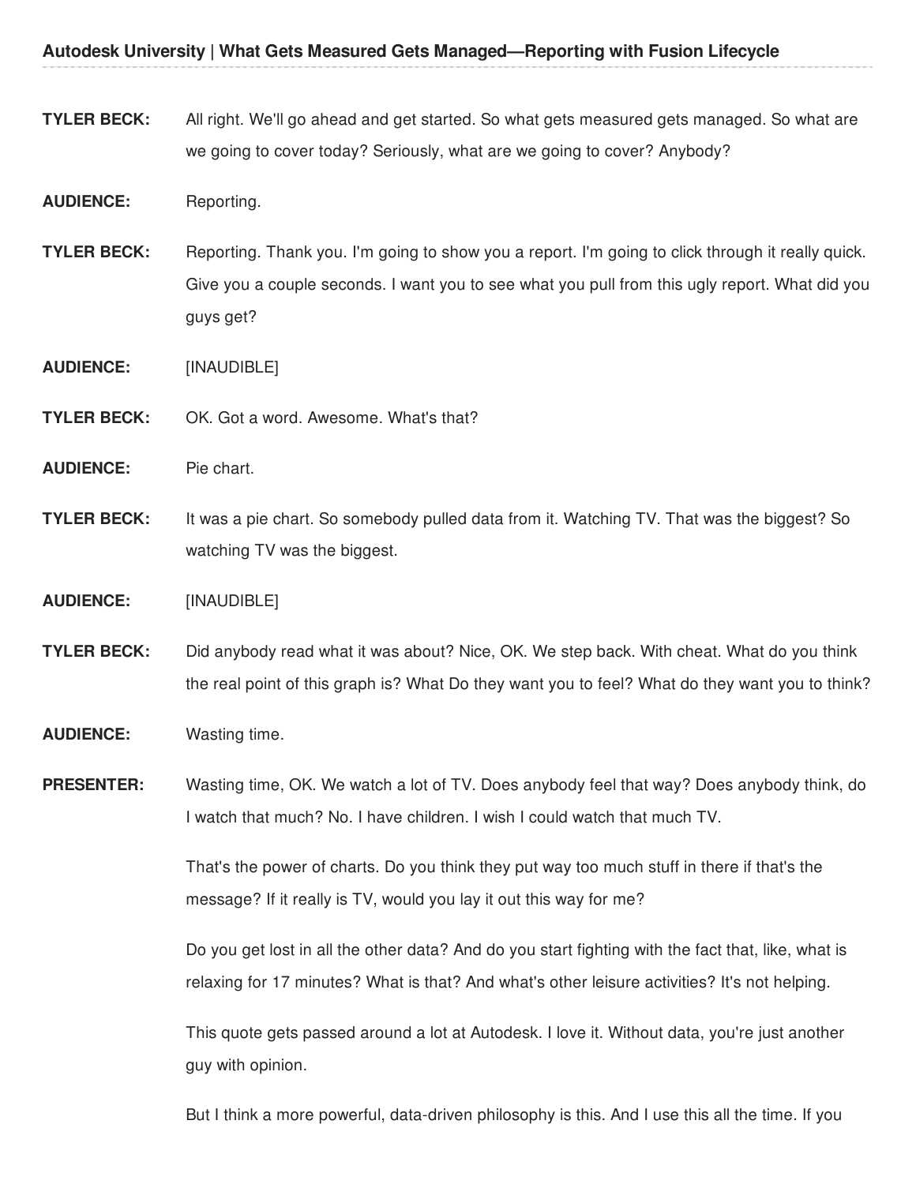**TYLER BECK:** All right. We'll go ahead and get started. So what gets measured gets managed. So what are we going to cover today? Seriously, what are we going to cover? Anybody?

**AUDIENCE:** Reporting.

**TYLER BECK:** Reporting. Thank you. I'm going to show you a report. I'm going to click through it really quick. Give you a couple seconds. I want you to see what you pull from this ugly report. What did you guys get?

**AUDIENCE:** [INAUDIBLE]

**TYLER BECK:** OK. Got a word. Awesome. What's that?

**AUDIENCE:** Pie chart.

**TYLER BECK:** It was a pie chart. So somebody pulled data from it. Watching TV. That was the biggest? So watching TV was the biggest.

**AUDIENCE:** [INAUDIBLE]

**TYLER BECK:** Did anybody read what it was about? Nice, OK. We step back. With cheat. What do you think the real point of this graph is? What Do they want you to feel? What do they want you to think?

**AUDIENCE:** Wasting time.

**PRESENTER:** Wasting time, OK. We watch a lot of TV. Does anybody feel that way? Does anybody think, do I watch that much? No. I have children. I wish I could watch that much TV.

That's the power of charts. Do you think they put way too much stuff in there if that's the message? If it really is TV, would you lay it out this way for me?

Do you get lost in all the other data? And do you start fighting with the fact that, like, what is relaxing for 17 minutes? What is that? And what's other leisure activities? It's not helping.

This quote gets passed around a lot at Autodesk. I love it. Without data, you're just another guy with opinion.

But I think a more powerful, data-driven philosophy is this. And I use this all the time. If you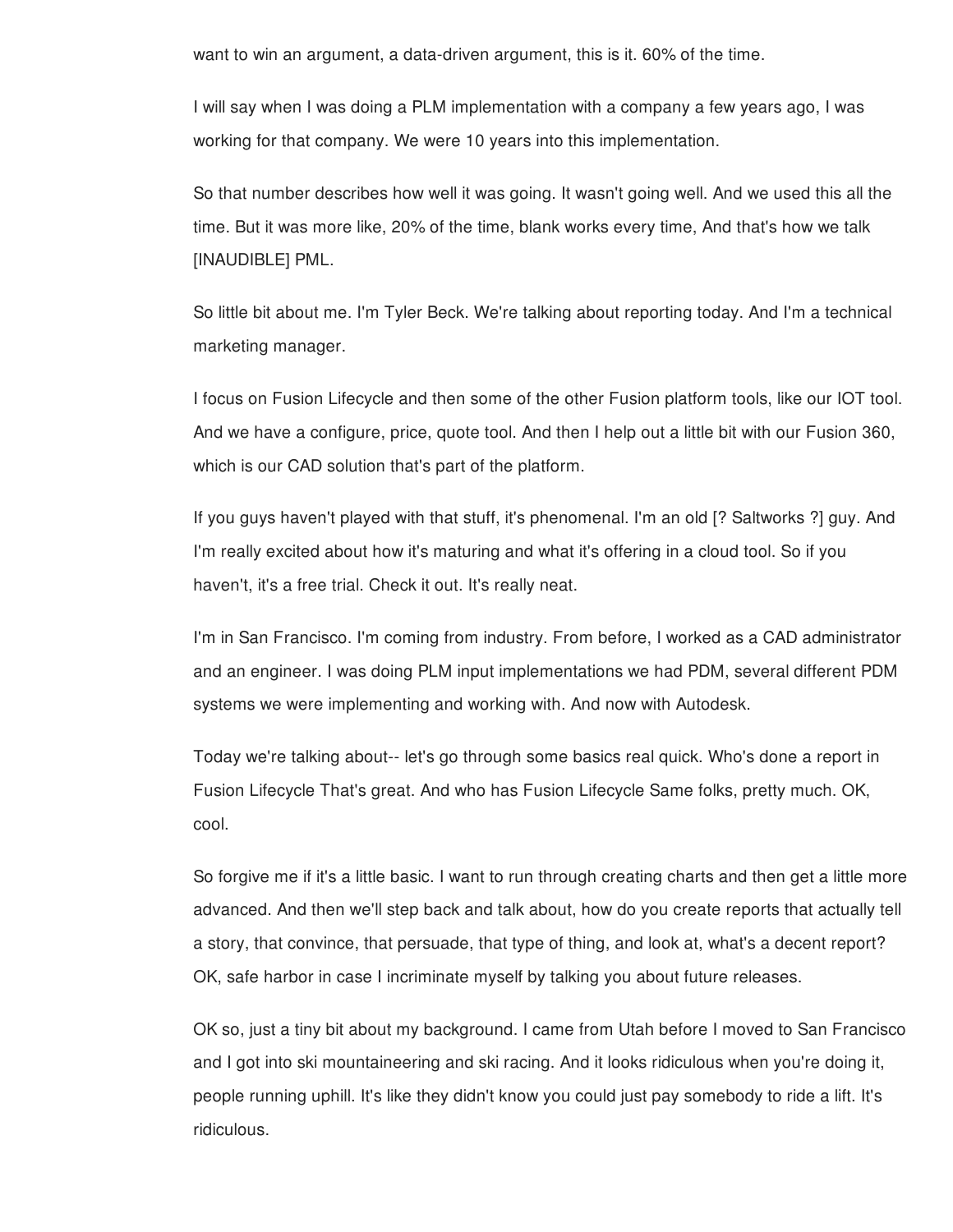want to win an argument, a data-driven argument, this is it. 60% of the time.

I will say when I was doing a PLM implementation with a company a few years ago, I was working for that company. We were 10 years into this implementation.

So that number describes how well it was going. It wasn't going well. And we used this all the time. But it was more like, 20% of the time, blank works every time, And that's how we talk [INAUDIBLE] PML.

So little bit about me. I'm Tyler Beck. We're talking about reporting today. And I'm a technical marketing manager.

I focus on Fusion Lifecycle and then some of the other Fusion platform tools, like our IOT tool. And we have a configure, price, quote tool. And then I help out a little bit with our Fusion 360, which is our CAD solution that's part of the platform.

If you guys haven't played with that stuff, it's phenomenal. I'm an old [? Saltworks ?] guy. And I'm really excited about how it's maturing and what it's offering in a cloud tool. So if you haven't, it's a free trial. Check it out. It's really neat.

I'm in San Francisco. I'm coming from industry. From before, I worked as a CAD administrator and an engineer. I was doing PLM input implementations we had PDM, several different PDM systems we were implementing and working with. And now with Autodesk.

Today we're talking about-- let's go through some basics real quick. Who's done a report in Fusion Lifecycle That's great. And who has Fusion Lifecycle Same folks, pretty much. OK, cool.

So forgive me if it's a little basic. I want to run through creating charts and then get a little more advanced. And then we'll step back and talk about, how do you create reports that actually tell a story, that convince, that persuade, that type of thing, and look at, what's a decent report? OK, safe harbor in case I incriminate myself by talking you about future releases.

OK so, just a tiny bit about my background. I came from Utah before I moved to San Francisco and I got into ski mountaineering and ski racing. And it looks ridiculous when you're doing it, people running uphill. It's like they didn't know you could just pay somebody to ride a lift. It's ridiculous.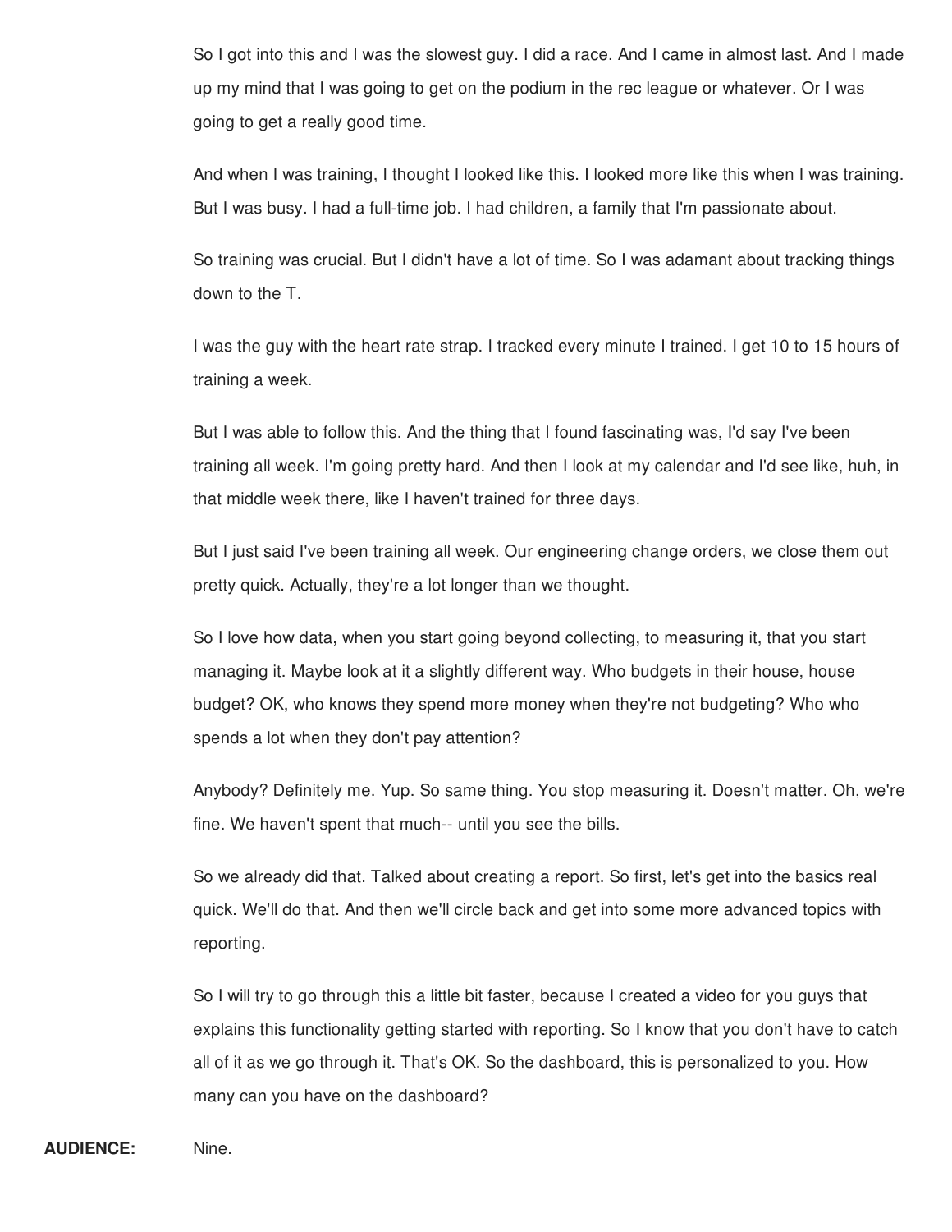So I got into this and I was the slowest guy. I did a race. And I came in almost last. And I made up my mind that I was going to get on the podium in the rec league or whatever. Or I was going to get a really good time.

And when I was training, I thought I looked like this. I looked more like this when I was training. But I was busy. I had a full-time job. I had children, a family that I'm passionate about.

So training was crucial. But I didn't have a lot of time. So I was adamant about tracking things down to the T.

I was the guy with the heart rate strap. I tracked every minute I trained. I get 10 to 15 hours of training a week.

But I was able to follow this. And the thing that I found fascinating was, I'd say I've been training all week. I'm going pretty hard. And then I look at my calendar and I'd see like, huh, in that middle week there, like I haven't trained for three days.

But I just said I've been training all week. Our engineering change orders, we close them out pretty quick. Actually, they're a lot longer than we thought.

So I love how data, when you start going beyond collecting, to measuring it, that you start managing it. Maybe look at it a slightly different way. Who budgets in their house, house budget? OK, who knows they spend more money when they're not budgeting? Who who spends a lot when they don't pay attention?

Anybody? Definitely me. Yup. So same thing. You stop measuring it. Doesn't matter. Oh, we're fine. We haven't spent that much-- until you see the bills.

So we already did that. Talked about creating a report. So first, let's get into the basics real quick. We'll do that. And then we'll circle back and get into some more advanced topics with reporting.

So I will try to go through this a little bit faster, because I created a video for you guys that explains this functionality getting started with reporting. So I know that you don't have to catch all of it as we go through it. That's OK. So the dashboard, this is personalized to you. How many can you have on the dashboard?

**AUDIENCE:** Nine.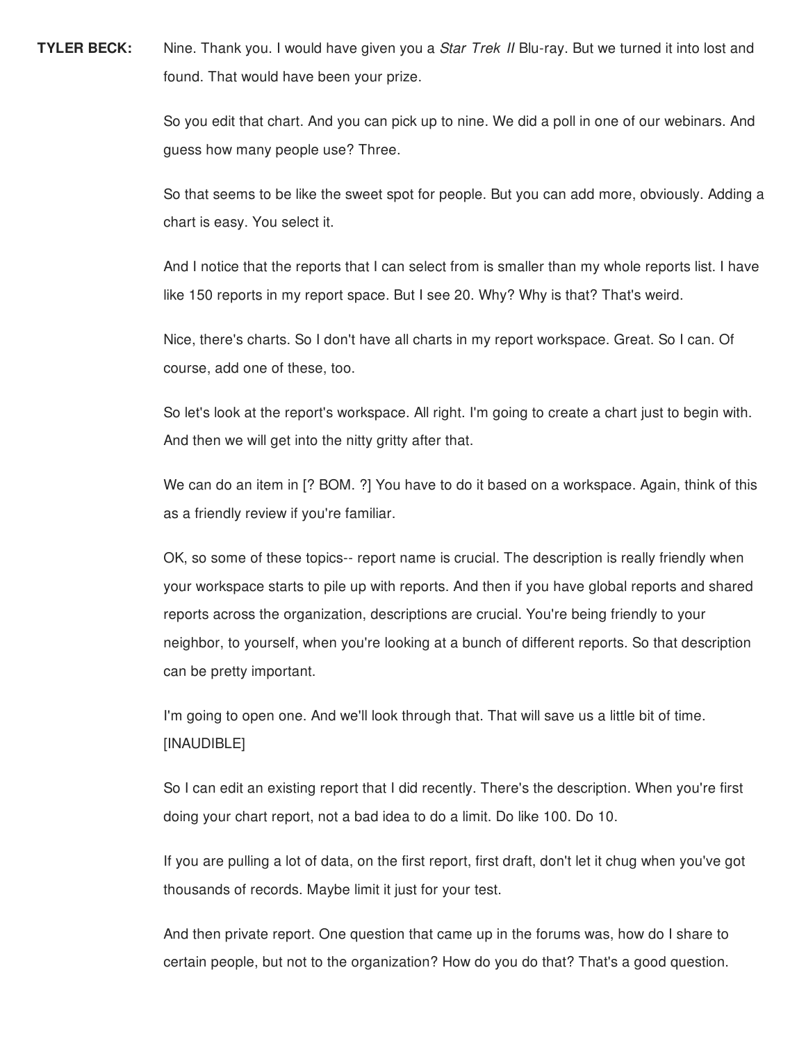**TYLER BECK:** Nine. Thank you. I would have given you a *Star Trek II* Blu-ray. But we turned it into lost and found. That would have been your prize.

So you edit that chart. And you can pick up to nine. We did a poll in one of our webinars. And guess how many people use? Three.

So that seems to be like the sweet spot for people. But you can add more, obviously. Adding a chart is easy. You select it.

And I notice that the reports that I can select from is smaller than my whole reports list. I have like 150 reports in my report space. But I see 20. Why? Why is that? That's weird.

Nice, there's charts. So I don't have all charts in my report workspace. Great. So I can. Of course, add one of these, too.

So let's look at the report's workspace. All right. I'm going to create a chart just to begin with. And then we will get into the nitty gritty after that.

We can do an item in [? BOM. ?] You have to do it based on a workspace. Again, think of this as a friendly review if you're familiar.

OK, so some of these topics-- report name is crucial. The description is really friendly when your workspace starts to pile up with reports. And then if you have global reports and shared reports across the organization, descriptions are crucial. You're being friendly to your neighbor, to yourself, when you're looking at a bunch of different reports. So that description can be pretty important.

I'm going to open one. And we'll look through that. That will save us a little bit of time. [INAUDIBLE]

So I can edit an existing report that I did recently. There's the description. When you're first doing your chart report, not a bad idea to do a limit. Do like 100. Do 10.

If you are pulling a lot of data, on the first report, first draft, don't let it chug when you've got thousands of records. Maybe limit it just for your test.

And then private report. One question that came up in the forums was, how do I share to certain people, but not to the organization? How do you do that? That's a good question.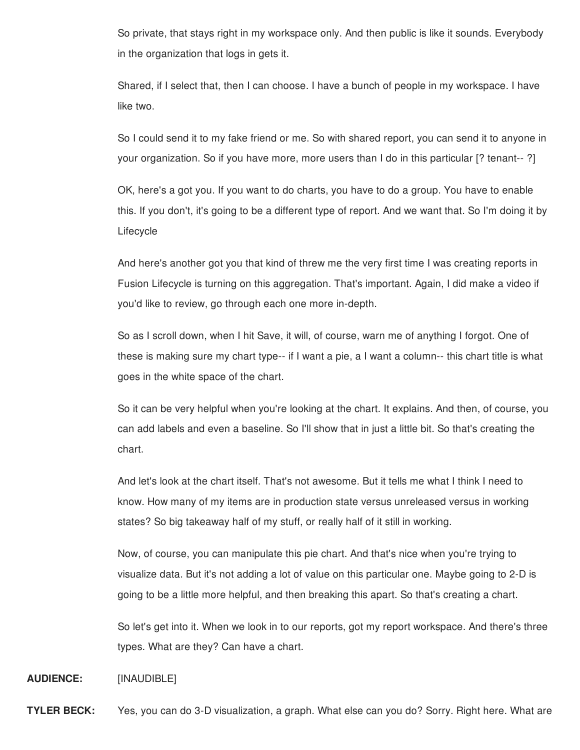So private, that stays right in my workspace only. And then public is like it sounds. Everybody in the organization that logs in gets it.

Shared, if I select that, then I can choose. I have a bunch of people in my workspace. I have like two.

So I could send it to my fake friend or me. So with shared report, you can send it to anyone in your organization. So if you have more, more users than I do in this particular [? tenant-- ?]

OK, here's a got you. If you want to do charts, you have to do a group. You have to enable this. If you don't, it's going to be a different type of report. And we want that. So I'm doing it by Lifecycle

And here's another got you that kind of threw me the very first time I was creating reports in Fusion Lifecycle is turning on this aggregation. That's important. Again, I did make a video if you'd like to review, go through each one more in-depth.

So as I scroll down, when I hit Save, it will, of course, warn me of anything I forgot. One of these is making sure my chart type-- if I want a pie, a I want a column-- this chart title is what goes in the white space of the chart.

So it can be very helpful when you're looking at the chart. It explains. And then, of course, you can add labels and even a baseline. So I'll show that in just a little bit. So that's creating the chart.

And let's look at the chart itself. That's not awesome. But it tells me what I think I need to know. How many of my items are in production state versus unreleased versus in working states? So big takeaway half of my stuff, or really half of it still in working.

Now, of course, you can manipulate this pie chart. And that's nice when you're trying to visualize data. But it's not adding a lot of value on this particular one. Maybe going to 2-D is going to be a little more helpful, and then breaking this apart. So that's creating a chart.

So let's get into it. When we look in to our reports, got my report workspace. And there's three types. What are they? Can have a chart.

**AUDIENCE:** [INAUDIBLE]

**TYLER BECK:** Yes, you can do 3-D visualization, a graph. What else can you do? Sorry. Right here. What are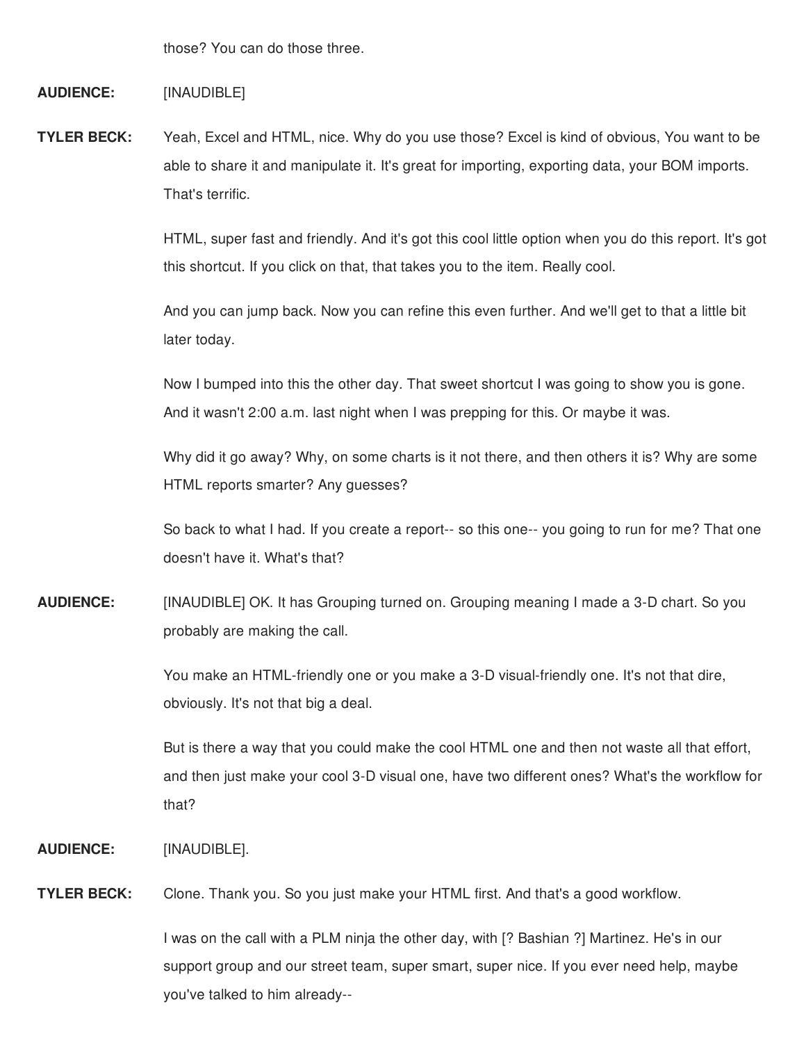those? You can do those three.

**AUDIENCE:** [INAUDIBLE]

**TYLER BECK:** Yeah, Excel and HTML, nice. Why do you use those? Excel is kind of obvious, You want to be able to share it and manipulate it. It's great for importing, exporting data, your BOM imports. That's terrific.

HTML, super fast and friendly. And it's got this cool little option when you do this report. It's got this shortcut. If you click on that, that takes you to the item. Really cool.

And you can jump back. Now you can refine this even further. And we'll get to that a little bit later today.

Now I bumped into this the other day. That sweet shortcut I was going to show you is gone. And it wasn't 2:00 a.m. last night when I was prepping for this. Or maybe it was.

Why did it go away? Why, on some charts is it not there, and then others it is? Why are some HTML reports smarter? Any guesses?

So back to what I had. If you create a report-- so this one-- you going to run for me? That one doesn't have it. What's that?

**AUDIENCE:** [INAUDIBLE] OK. It has Grouping turned on. Grouping meaning I made a 3-D chart. So you probably are making the call.

You make an HTML-friendly one or you make a 3-D visual-friendly one. It's not that dire, obviously. It's not that big a deal.

But is there a way that you could make the cool HTML one and then not waste all that effort, and then just make your cool 3-D visual one, have two different ones? What's the workflow for that?

**AUDIENCE:** [INAUDIBLE].

**TYLER BECK:** Clone. Thank you. So you just make your HTML first. And that's a good workflow.

I was on the call with a PLM ninja the other day, with [? Bashian ?] Martinez. He's in our support group and our street team, super smart, super nice. If you ever need help, maybe you've talked to him already--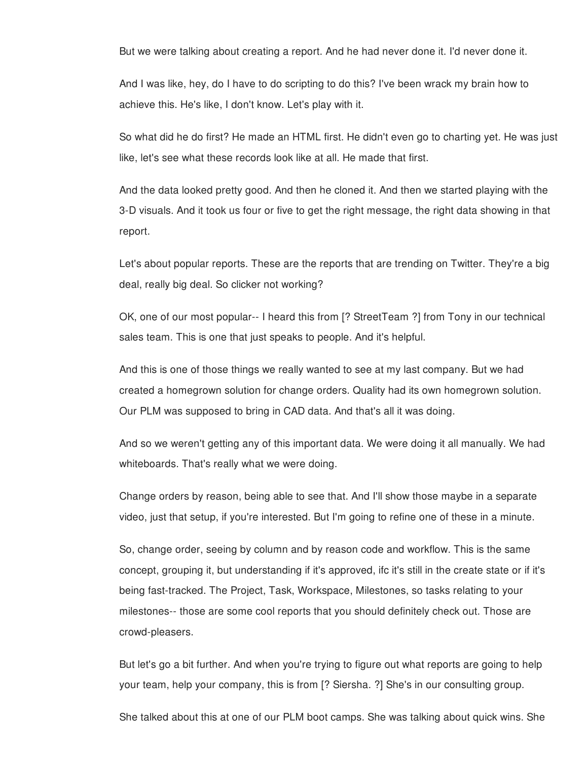But we were talking about creating a report. And he had never done it. I'd never done it.

And I was like, hey, do I have to do scripting to do this? I've been wrack my brain how to achieve this. He's like, I don't know. Let's play with it.

So what did he do first? He made an HTML first. He didn't even go to charting yet. He was just like, let's see what these records look like at all. He made that first.

And the data looked pretty good. And then he cloned it. And then we started playing with the 3-D visuals. And it took us four or five to get the right message, the right data showing in that report.

Let's about popular reports. These are the reports that are trending on Twitter. They're a big deal, really big deal. So clicker not working?

OK, one of our most popular-- I heard this from [? StreetTeam ?] from Tony in our technical sales team. This is one that just speaks to people. And it's helpful.

And this is one of those things we really wanted to see at my last company. But we had created a homegrown solution for change orders. Quality had its own homegrown solution. Our PLM was supposed to bring in CAD data. And that's all it was doing.

And so we weren't getting any of this important data. We were doing it all manually. We had whiteboards. That's really what we were doing.

Change orders by reason, being able to see that. And I'll show those maybe in a separate video, just that setup, if you're interested. But I'm going to refine one of these in a minute.

So, change order, seeing by column and by reason code and workflow. This is the same concept, grouping it, but understanding if it's approved, ifc it's still in the create state or if it's being fast-tracked. The Project, Task, Workspace, Milestones, so tasks relating to your milestones-- those are some cool reports that you should definitely check out. Those are crowd-pleasers.

But let's go a bit further. And when you're trying to figure out what reports are going to help your team, help your company, this is from [? Siersha. ?] She's in our consulting group.

She talked about this at one of our PLM boot camps. She was talking about quick wins. She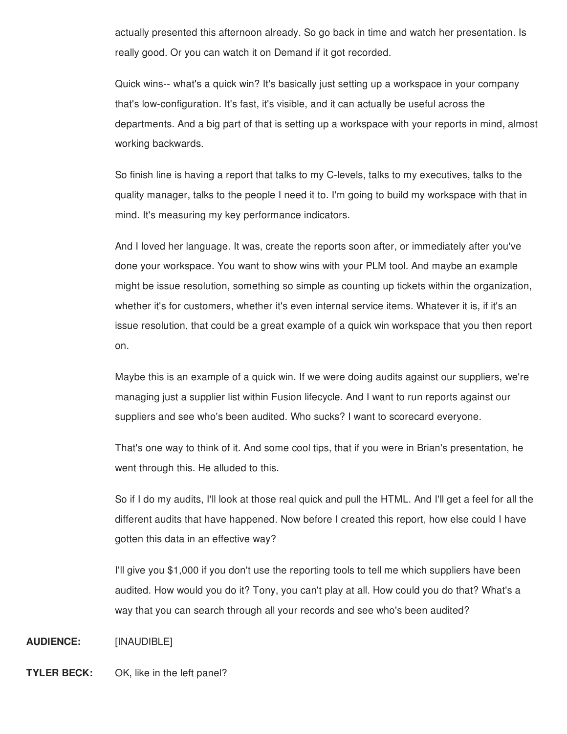actually presented this afternoon already. So go back in time and watch her presentation. Is really good. Or you can watch it on Demand if it got recorded.

Quick wins-- what's a quick win? It's basically just setting up a workspace in your company that's low-configuration. It's fast, it's visible, and it can actually be useful across the departments. And a big part of that is setting up a workspace with your reports in mind, almost working backwards.

So finish line is having a report that talks to my C-levels, talks to my executives, talks to the quality manager, talks to the people I need it to. I'm going to build my workspace with that in mind. It's measuring my key performance indicators.

And I loved her language. It was, create the reports soon after, or immediately after you've done your workspace. You want to show wins with your PLM tool. And maybe an example might be issue resolution, something so simple as counting up tickets within the organization, whether it's for customers, whether it's even internal service items. Whatever it is, if it's an issue resolution, that could be a great example of a quick win workspace that you then report on.

Maybe this is an example of a quick win. If we were doing audits against our suppliers, we're managing just a supplier list within Fusion lifecycle. And I want to run reports against our suppliers and see who's been audited. Who sucks? I want to scorecard everyone.

That's one way to think of it. And some cool tips, that if you were in Brian's presentation, he went through this. He alluded to this.

So if I do my audits, I'll look at those real quick and pull the HTML. And I'll get a feel for all the different audits that have happened. Now before I created this report, how else could I have gotten this data in an effective way?

I'll give you $1,000 if you don't use the reporting tools to tell me which suppliers have been audited. How would you do it? Tony, you can't play at all. How could you do that? What's a way that you can search through all your records and see who's been audited?

**AUDIENCE:** [INAUDIBLE]

**TYLER BECK:** OK, like in the left panel?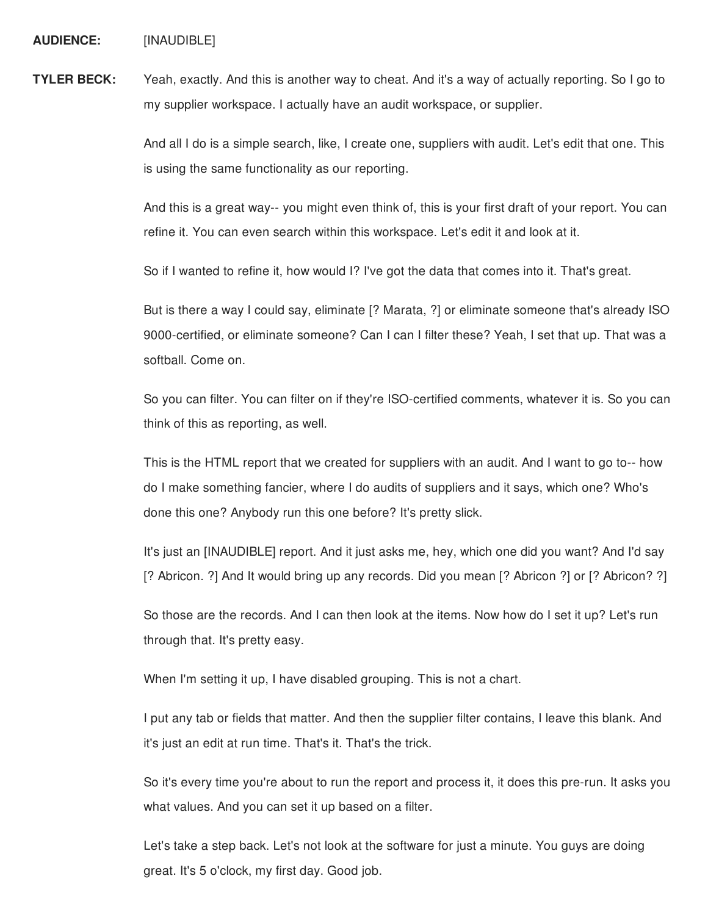**AUDIENCE:** [INAUDIBLE]

**TYLER BECK:** Yeah, exactly. And this is another way to cheat. And it's a way of actually reporting. So I go to my supplier workspace. I actually have an audit workspace, or supplier.

And all I do is a simple search, like, I create one, suppliers with audit. Let's edit that one. This is using the same functionality as our reporting.

And this is a great way-- you might even think of, this is your first draft of your report. You can refine it. You can even search within this workspace. Let's edit it and look at it.

So if I wanted to refine it, how would I? I've got the data that comes into it. That's great.

But is there a way I could say, eliminate [? Marata, ?] or eliminate someone that's already ISO 9000-certified, or eliminate someone? Can I can I filter these? Yeah, I set that up. That was a softball. Come on.

So you can filter. You can filter on if they're ISO-certified comments, whatever it is. So you can think of this as reporting, as well.

This is the HTML report that we created for suppliers with an audit. And I want to go to-- how do I make something fancier, where I do audits of suppliers and it says, which one? Who's done this one? Anybody run this one before? It's pretty slick.

It's just an [INAUDIBLE] report. And it just asks me, hey, which one did you want? And I'd say [? Abricon. ?] And It would bring up any records. Did you mean [? Abricon ?] or [? Abricon? ?]

So those are the records. And I can then look at the items. Now how do I set it up? Let's run through that. It's pretty easy.

When I'm setting it up, I have disabled grouping. This is not a chart.

I put any tab or fields that matter. And then the supplier filter contains, I leave this blank. And it's just an edit at run time. That's it. That's the trick.

So it's every time you're about to run the report and process it, it does this pre-run. It asks you what values. And you can set it up based on a filter.

Let's take a step back. Let's not look at the software for just a minute. You guys are doing great. It's 5 o'clock, my first day. Good job.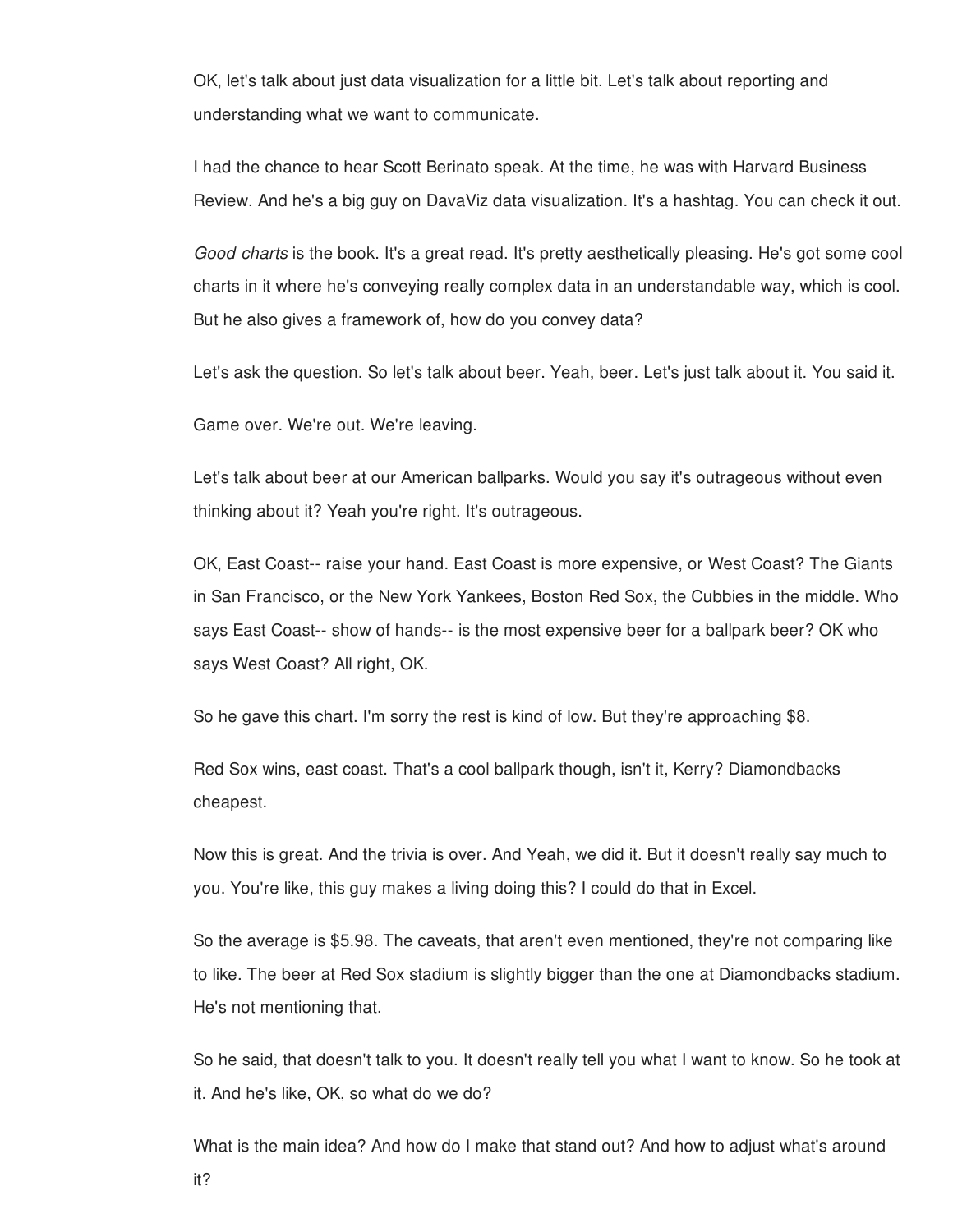OK, let's talk about just data visualization for a little bit. Let's talk about reporting and understanding what we want to communicate.

I had the chance to hear Scott Berinato speak. At the time, he was with Harvard Business Review. And he's a big guy on DavaViz data visualization. It's a hashtag. You can check it out.

*Good charts* is the book. It's a great read. It's pretty aesthetically pleasing. He's got some cool charts in it where he's conveying really complex data in an understandable way, which is cool. But he also gives a framework of, how do you convey data?

Let's ask the question. So let's talk about beer. Yeah, beer. Let's just talk about it. You said it.

Game over. We're out. We're leaving.

Let's talk about beer at our American ballparks. Would you say it's outrageous without even thinking about it? Yeah you're right. It's outrageous.

OK, East Coast-- raise your hand. East Coast is more expensive, or West Coast? The Giants in San Francisco, or the New York Yankees, Boston Red Sox, the Cubbies in the middle. Who says East Coast-- show of hands-- is the most expensive beer for a ballpark beer? OK who says West Coast? All right, OK.

So he gave this chart. I'm sorry the rest is kind of low. But they're approaching $8.

Red Sox wins, east coast. That's a cool ballpark though, isn't it, Kerry? Diamondbacks cheapest.

Now this is great. And the trivia is over. And Yeah, we did it. But it doesn't really say much to you. You're like, this guy makes a living doing this? I could do that in Excel.

So the average is $5.98. The caveats, that aren't even mentioned, they're not comparing like to like. The beer at Red Sox stadium is slightly bigger than the one at Diamondbacks stadium. He's not mentioning that.

So he said, that doesn't talk to you. It doesn't really tell you what I want to know. So he took at it. And he's like, OK, so what do we do?

What is the main idea? And how do I make that stand out? And how to adjust what's around it?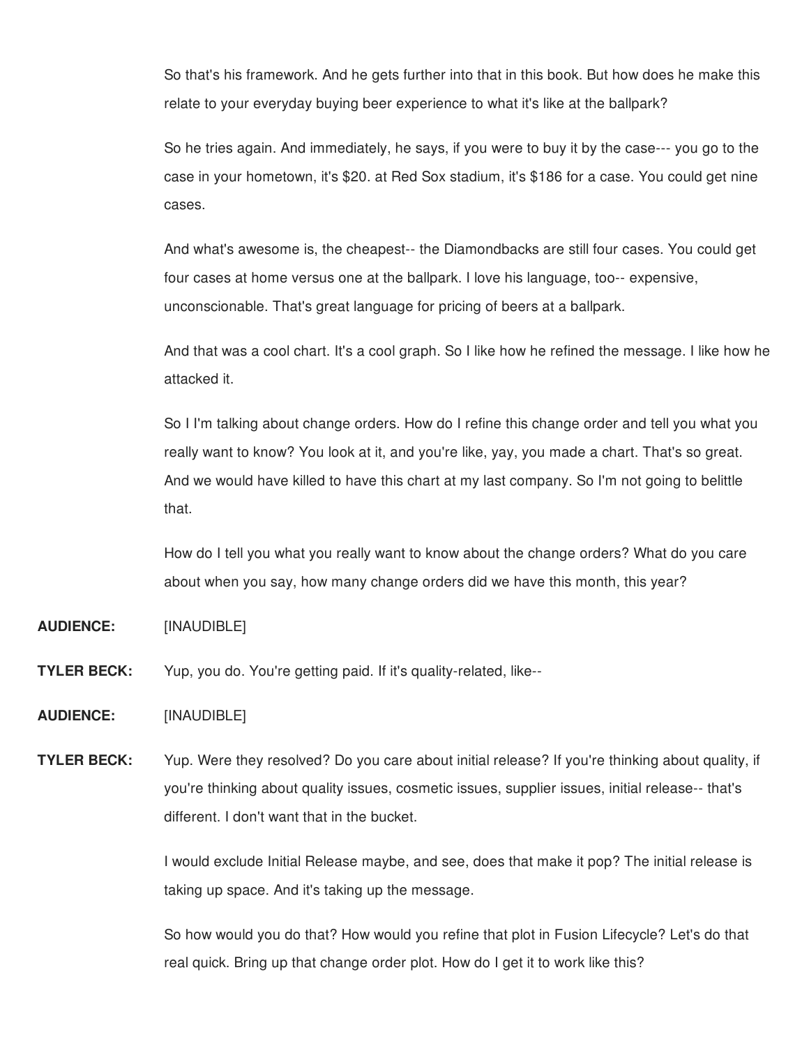So that's his framework. And he gets further into that in this book. But how does he make this relate to your everyday buying beer experience to what it's like at the ballpark?

So he tries again. And immediately, he says, if you were to buy it by the case--- you go to the case in your hometown, it's $20. at Red Sox stadium, it's $186 for a case. You could get nine cases.

And what's awesome is, the cheapest-- the Diamondbacks are still four cases. You could get four cases at home versus one at the ballpark. I love his language, too-- expensive, unconscionable. That's great language for pricing of beers at a ballpark.

And that was a cool chart. It's a cool graph. So I like how he refined the message. I like how he attacked it.

So I I'm talking about change orders. How do I refine this change order and tell you what you really want to know? You look at it, and you're like, yay, you made a chart. That's so great. And we would have killed to have this chart at my last company. So I'm not going to belittle that.

How do I tell you what you really want to know about the change orders? What do you care about when you say, how many change orders did we have this month, this year?

**AUDIENCE:** [INAUDIBLE]

**TYLER BECK:** Yup, you do. You're getting paid. If it's quality-related, like--

**AUDIENCE:** [INAUDIBLE]

**TYLER BECK:** Yup. Were they resolved? Do you care about initial release? If you're thinking about quality, if you're thinking about quality issues, cosmetic issues, supplier issues, initial release-- that's different. I don't want that in the bucket.

I would exclude Initial Release maybe, and see, does that make it pop? The initial release is taking up space. And it's taking up the message.

So how would you do that? How would you refine that plot in Fusion Lifecycle? Let's do that real quick. Bring up that change order plot. How do I get it to work like this?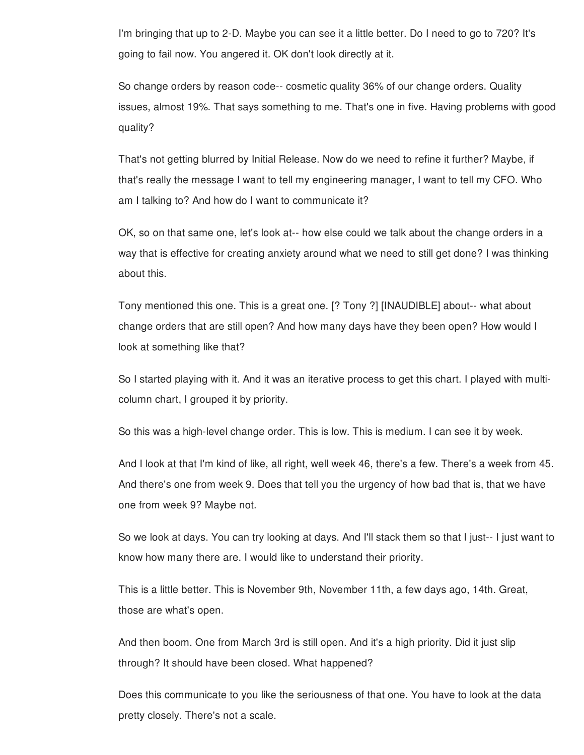I'm bringing that up to 2-D. Maybe you can see it a little better. Do I need to go to 720? It's going to fail now. You angered it. OK don't look directly at it.

So change orders by reason code-- cosmetic quality 36% of our change orders. Quality issues, almost 19%. That says something to me. That's one in five. Having problems with good quality?

That's not getting blurred by Initial Release. Now do we need to refine it further? Maybe, if that's really the message I want to tell my engineering manager, I want to tell my CFO. Who am I talking to? And how do I want to communicate it?

OK, so on that same one, let's look at-- how else could we talk about the change orders in a way that is effective for creating anxiety around what we need to still get done? I was thinking about this.

Tony mentioned this one. This is a great one. [? Tony ?] [INAUDIBLE] about-- what about change orders that are still open? And how many days have they been open? How would I look at something like that?

So I started playing with it. And it was an iterative process to get this chart. I played with multi-column chart, I grouped it by priority.

So this was a high-level change order. This is low. This is medium. I can see it by week.

And I look at that I'm kind of like, all right, well week 46, there's a few. There's a week from 45. And there's one from week 9. Does that tell you the urgency of how bad that is, that we have one from week 9? Maybe not.

So we look at days. You can try looking at days. And I'll stack them so that I just-- I just want to know how many there are. I would like to understand their priority.

This is a little better. This is November 9th, November 11th, a few days ago, 14th. Great, those are what's open.

And then boom. One from March 3rd is still open. And it's a high priority. Did it just slip through? It should have been closed. What happened?

Does this communicate to you like the seriousness of that one. You have to look at the data pretty closely. There's not a scale.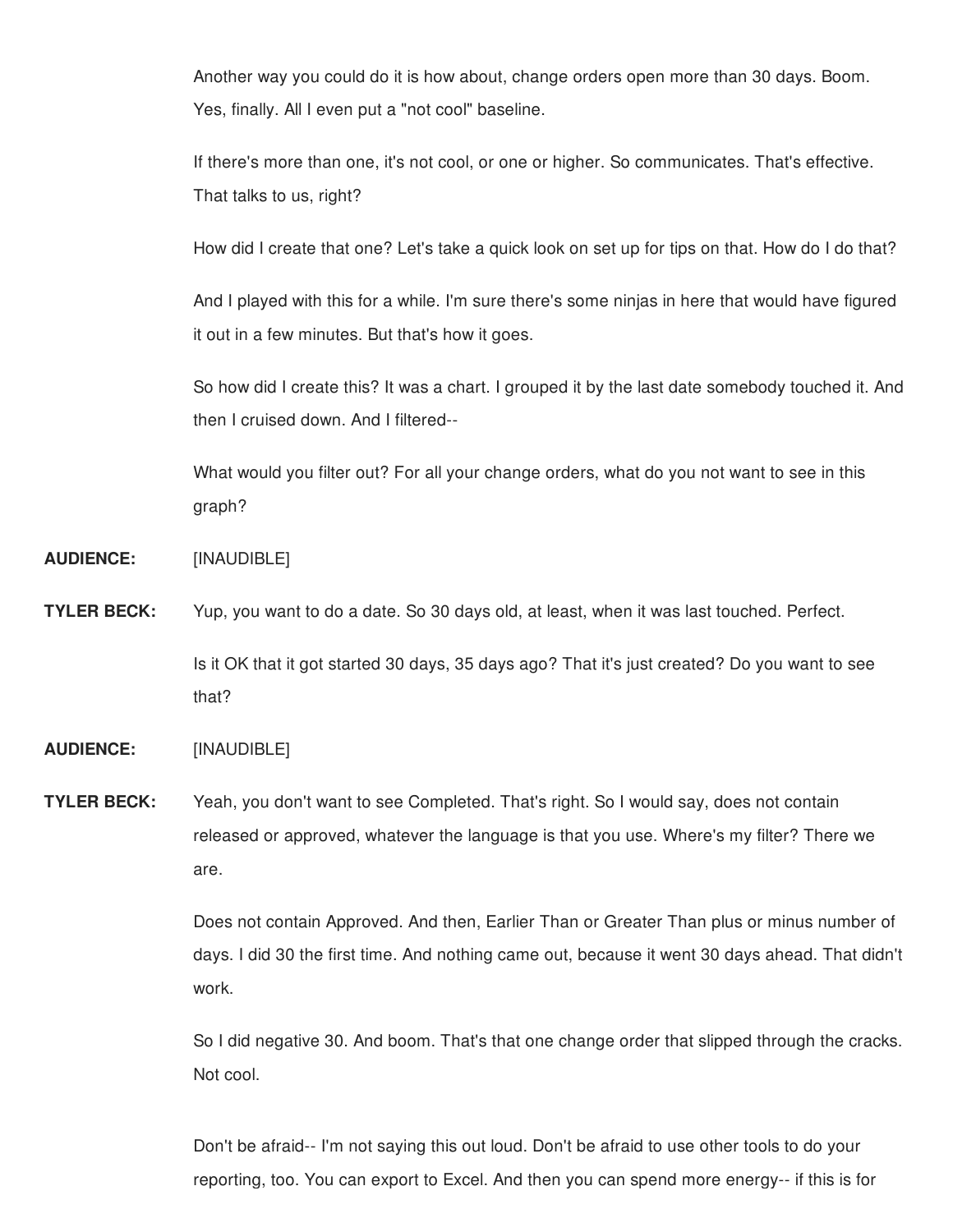Another way you could do it is how about, change orders open more than 30 days. Boom. Yes, finally. All I even put a "not cool" baseline.

If there's more than one, it's not cool, or one or higher. So communicates. That's effective. That talks to us, right?

How did I create that one? Let's take a quick look on set up for tips on that. How do I do that?

And I played with this for a while. I'm sure there's some ninjas in here that would have figured it out in a few minutes. But that's how it goes.

So how did I create this? It was a chart. I grouped it by the last date somebody touched it. And then I cruised down. And I filtered--

What would you filter out? For all your change orders, what do you not want to see in this graph?

**AUDIENCE:** [INAUDIBLE]

**TYLER BECK:** Yup, you want to do a date. So 30 days old, at least, when it was last touched. Perfect.

Is it OK that it got started 30 days, 35 days ago? That it's just created? Do you want to see that?

**AUDIENCE:** [INAUDIBLE]

**TYLER BECK:** Yeah, you don't want to see Completed. That's right. So I would say, does not contain released or approved, whatever the language is that you use. Where's my filter? There we are.

Does not contain Approved. And then, Earlier Than or Greater Than plus or minus number of days. I did 30 the first time. And nothing came out, because it went 30 days ahead. That didn't work.

So I did negative 30. And boom. That's that one change order that slipped through the cracks. Not cool.

Don't be afraid-- I'm not saying this out loud. Don't be afraid to use other tools to do your reporting, too. You can export to Excel. And then you can spend more energy-- if this is for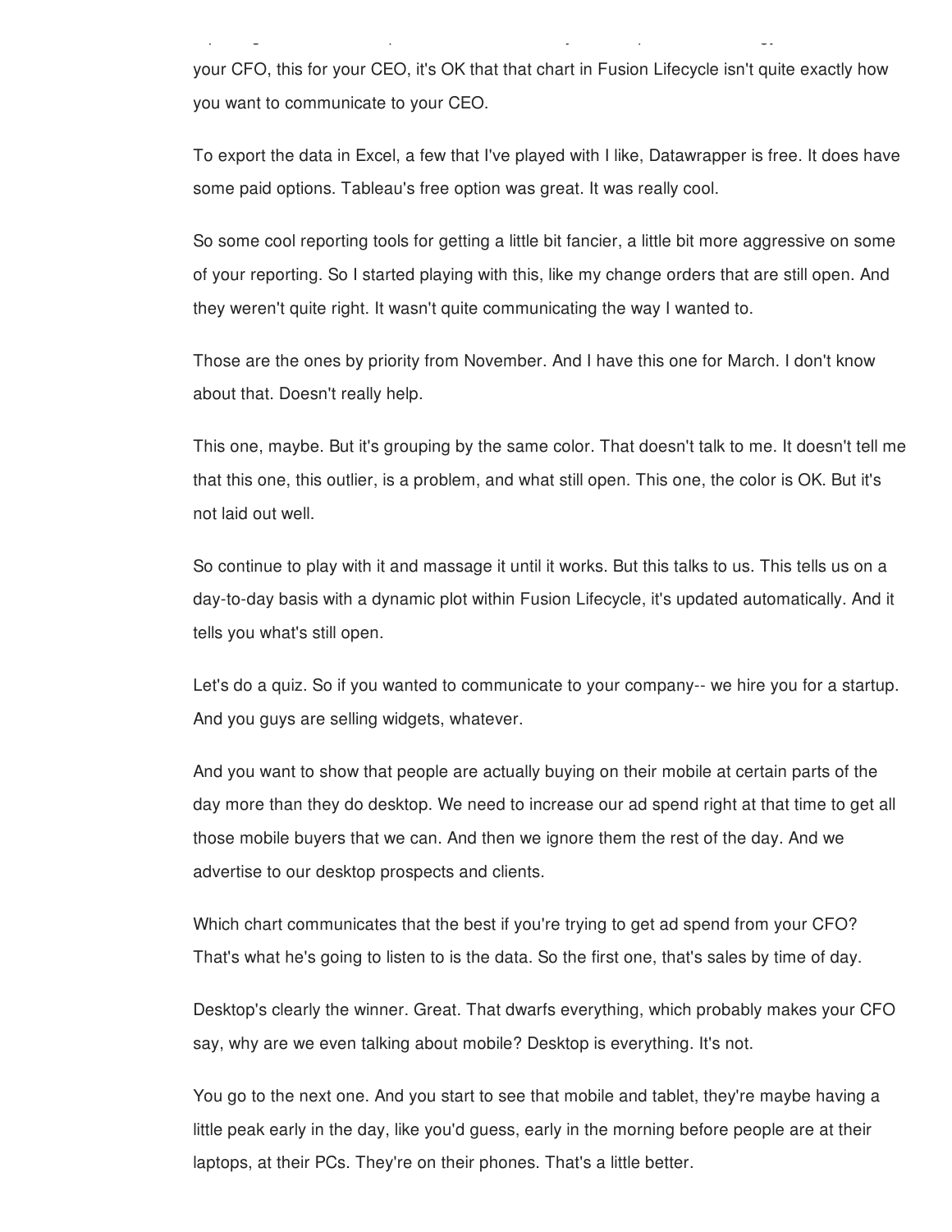your CFO, this for your CEO, it's OK that that chart in Fusion Lifecycle isn't quite exactly how you want to communicate to your CEO.

To export the data in Excel, a few that I've played with I like, Datawrapper is free. It does have some paid options. Tableau's free option was great. It was really cool.

So some cool reporting tools for getting a little bit fancier, a little bit more aggressive on some of your reporting. So I started playing with this, like my change orders that are still open. And they weren't quite right. It wasn't quite communicating the way I wanted to.

Those are the ones by priority from November. And I have this one for March. I don't know about that. Doesn't really help.

This one, maybe. But it's grouping by the same color. That doesn't talk to me. It doesn't tell me that this one, this outlier, is a problem, and what still open. This one, the color is OK. But it's not laid out well.

So continue to play with it and massage it until it works. But this talks to us. This tells us on a day-to-day basis with a dynamic plot within Fusion Lifecycle, it's updated automatically. And it tells you what's still open.

Let's do a quiz. So if you wanted to communicate to your company-- we hire you for a startup. And you guys are selling widgets, whatever.

And you want to show that people are actually buying on their mobile at certain parts of the day more than they do desktop. We need to increase our ad spend right at that time to get all those mobile buyers that we can. And then we ignore them the rest of the day. And we advertise to our desktop prospects and clients.

Which chart communicates that the best if you're trying to get ad spend from your CFO? That's what he's going to listen to is the data. So the first one, that's sales by time of day.

Desktop's clearly the winner. Great. That dwarfs everything, which probably makes your CFO say, why are we even talking about mobile? Desktop is everything. It's not.

You go to the next one. And you start to see that mobile and tablet, they're maybe having a little peak early in the day, like you'd guess, early in the morning before people are at their laptops, at their PCs. They're on their phones. That's a little better.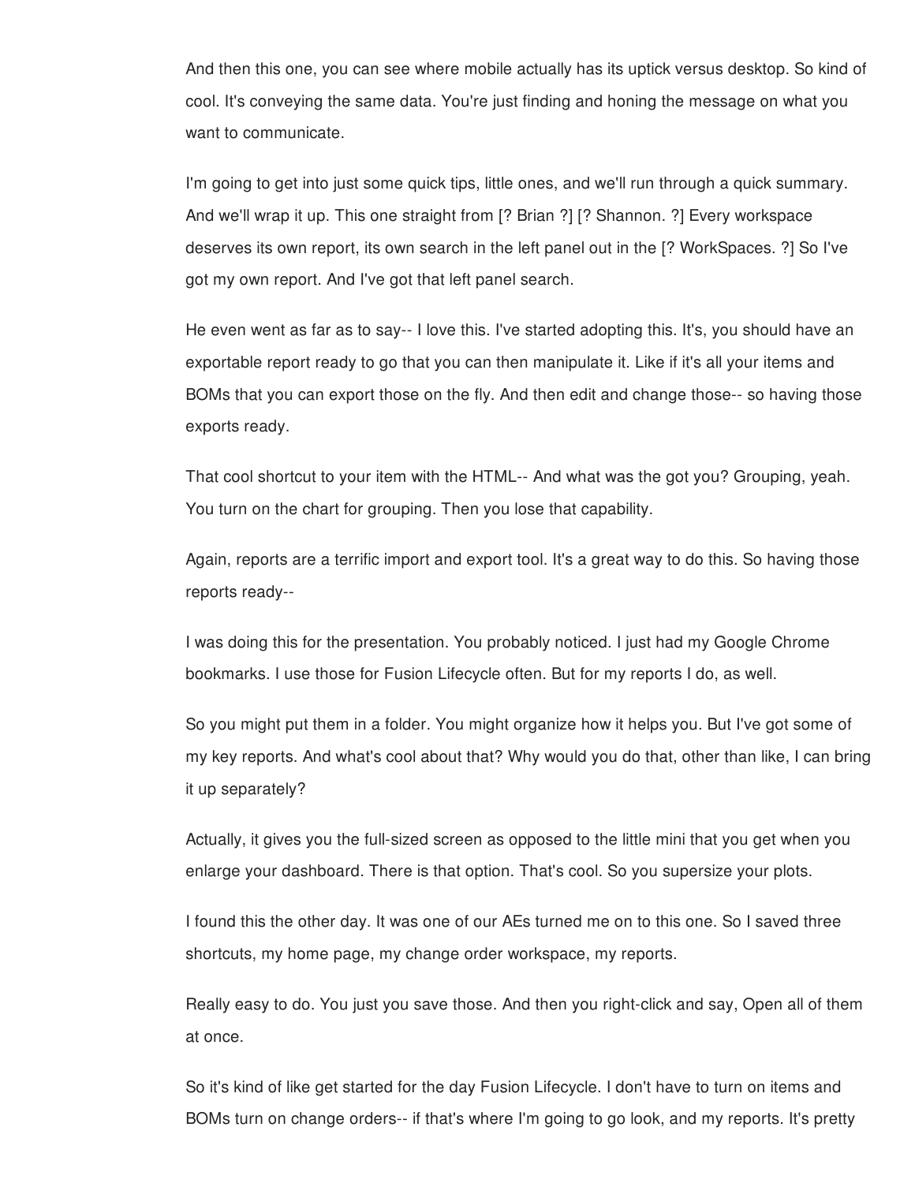And then this one, you can see where mobile actually has its uptick versus desktop. So kind of cool. It's conveying the same data. You're just finding and honing the message on what you want to communicate.

I'm going to get into just some quick tips, little ones, and we'll run through a quick summary. And we'll wrap it up. This one straight from [? Brian ?] [? Shannon. ?] Every workspace deserves its own report, its own search in the left panel out in the [? WorkSpaces. ?] So I've got my own report. And I've got that left panel search.

He even went as far as to say-- I love this. I've started adopting this. It's, you should have an exportable report ready to go that you can then manipulate it. Like if it's all your items and BOMs that you can export those on the fly. And then edit and change those-- so having those exports ready.

That cool shortcut to your item with the HTML-- And what was the got you? Grouping, yeah. You turn on the chart for grouping. Then you lose that capability.

Again, reports are a terrific import and export tool. It's a great way to do this. So having those reports ready--

I was doing this for the presentation. You probably noticed. I just had my Google Chrome bookmarks. I use those for Fusion Lifecycle often. But for my reports I do, as well.

So you might put them in a folder. You might organize how it helps you. But I've got some of my key reports. And what's cool about that? Why would you do that, other than like, I can bring it up separately?

Actually, it gives you the full-sized screen as opposed to the little mini that you get when you enlarge your dashboard. There is that option. That's cool. So you supersize your plots.

I found this the other day. It was one of our AEs turned me on to this one. So I saved three shortcuts, my home page, my change order workspace, my reports.

Really easy to do. You just you save those. And then you right-click and say, Open all of them at once.

So it's kind of like get started for the day Fusion Lifecycle. I don't have to turn on items and BOMs turn on change orders-- if that's where I'm going to go look, and my reports. It's pretty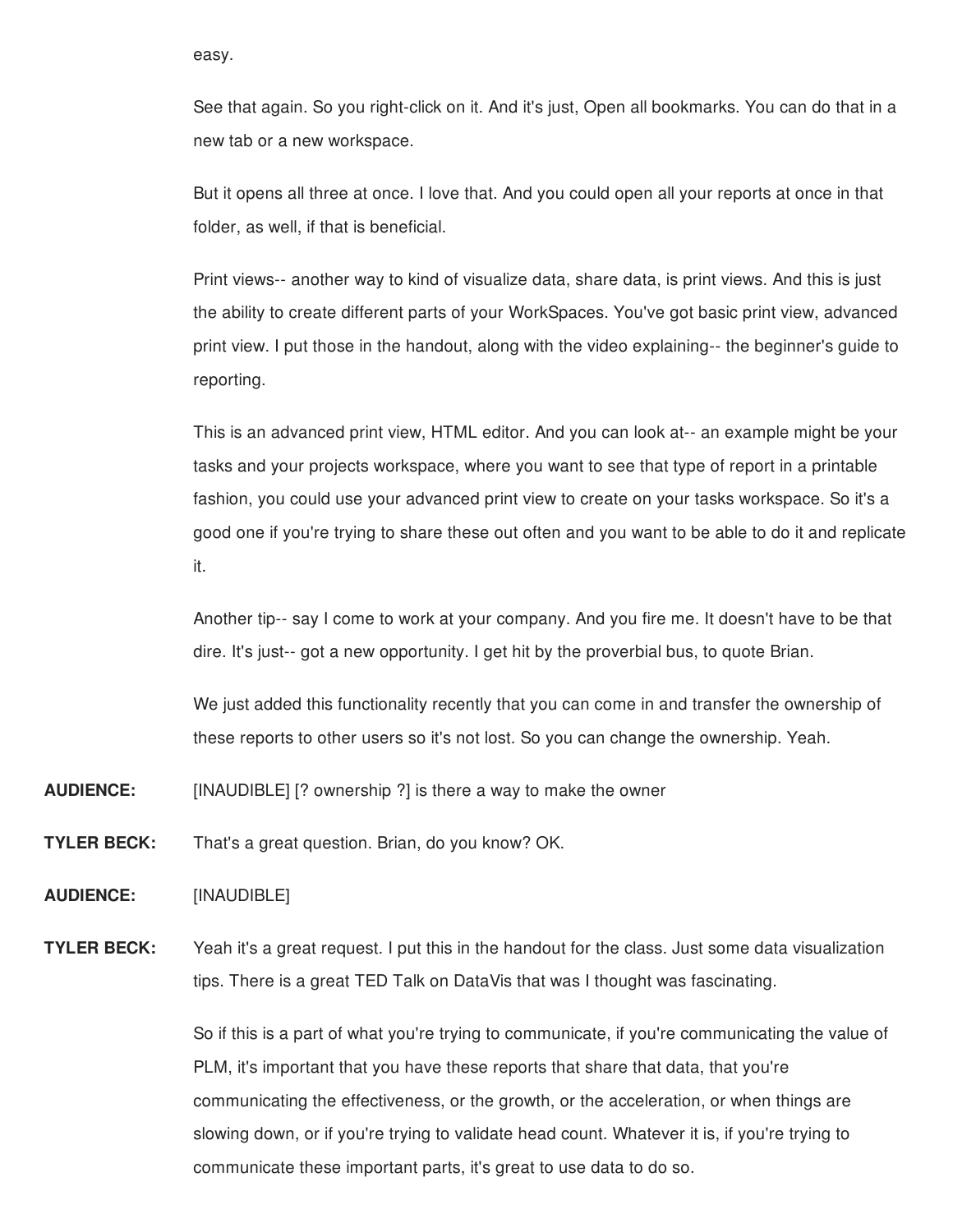easy.

See that again. So you right-click on it. And it's just, Open all bookmarks. You can do that in a new tab or a new workspace.

But it opens all three at once. I love that. And you could open all your reports at once in that folder, as well, if that is beneficial.

Print views-- another way to kind of visualize data, share data, is print views. And this is just the ability to create different parts of your WorkSpaces. You've got basic print view, advanced print view. I put those in the handout, along with the video explaining-- the beginner's guide to reporting.

This is an advanced print view, HTML editor. And you can look at-- an example might be your tasks and your projects workspace, where you want to see that type of report in a printable fashion, you could use your advanced print view to create on your tasks workspace. So it's a good one if you're trying to share these out often and you want to be able to do it and replicate it.

Another tip-- say I come to work at your company. And you fire me. It doesn't have to be that dire. It's just-- got a new opportunity. I get hit by the proverbial bus, to quote Brian.

We just added this functionality recently that you can come in and transfer the ownership of these reports to other users so it's not lost. So you can change the ownership. Yeah.

**AUDIENCE:** [INAUDIBLE] [? ownership ?] is there a way to make the owner

**TYLER BECK:** That's a great question. Brian, do you know? OK.

**AUDIENCE:** [INAUDIBLE]

**TYLER BECK:** Yeah it's a great request. I put this in the handout for the class. Just some data visualization tips. There is a great TED Talk on DataVis that was I thought was fascinating.

So if this is a part of what you're trying to communicate, if you're communicating the value of PLM, it's important that you have these reports that share that data, that you're communicating the effectiveness, or the growth, or the acceleration, or when things are slowing down, or if you're trying to validate head count. Whatever it is, if you're trying to communicate these important parts, it's great to use data to do so.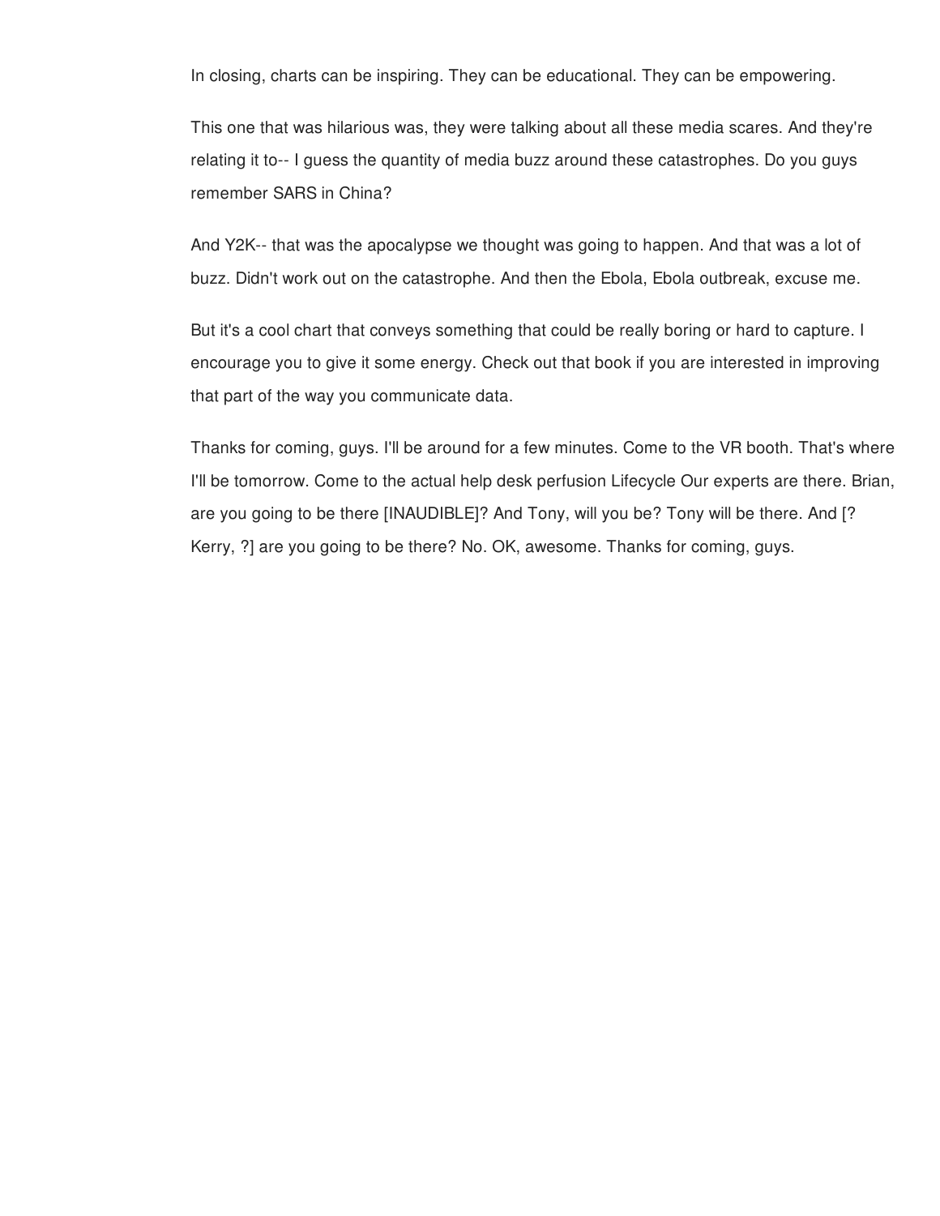In closing, charts can be inspiring. They can be educational. They can be empowering.

This one that was hilarious was, they were talking about all these media scares. And they're relating it to-- I guess the quantity of media buzz around these catastrophes. Do you guys remember SARS in China?

And Y2K-- that was the apocalypse we thought was going to happen. And that was a lot of buzz. Didn't work out on the catastrophe. And then the Ebola, Ebola outbreak, excuse me.

But it's a cool chart that conveys something that could be really boring or hard to capture. I encourage you to give it some energy. Check out that book if you are interested in improving that part of the way you communicate data.

Thanks for coming, guys. I'll be around for a few minutes. Come to the VR booth. That's where I'll be tomorrow. Come to the actual help desk perfusion Lifecycle Our experts are there. Brian, are you going to be there [INAUDIBLE]? And Tony, will you be? Tony will be there. And [? Kerry, ?] are you going to be there? No. OK, awesome. Thanks for coming, guys.